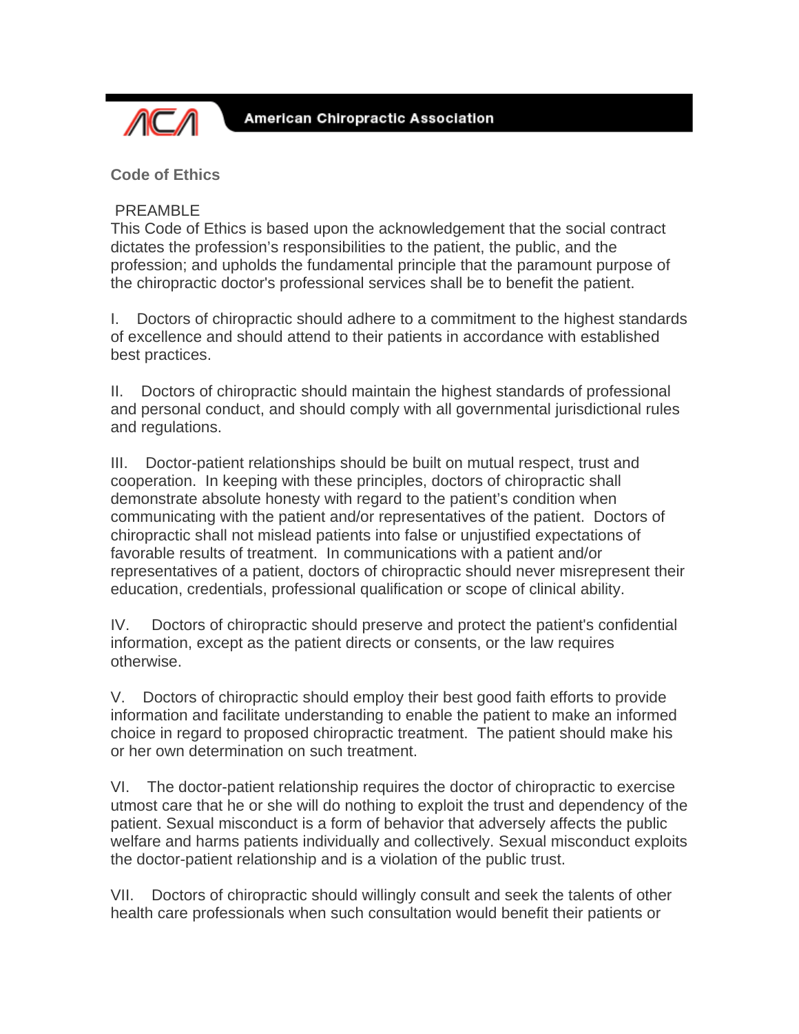American Chiropractic Association

# Code of Ethics

## PREAMBLE

This Code of Ethics is based upon the acknowledgement that the social contract dictates the profession's responsibilities to the patient, the public, and the profession; and upholds the fundamental principle that the paramount purpose of the chiropractic doctor's professional services shall be to benefit the patient.

I. Doctors of chiropractic should adhere to a commitment to the highest standards of excellence and should attend to their patients in accordance with established best practices.

II. Doctors of chiropractic should maintain the highest standards of professional and personal conduct, and should comply with all governmental jurisdictional rules and regulations.

III. Doctor-patient relationships should be built on mutual respect, trust and cooperation. In keeping with these principles, doctors of chiropractic shall demonstrate absolute honesty with regard to the patient's condition when communicating with the patient and/or representatives of the patient. Doctors of chiropractic shall not mislead patients into false or unjustified expectations of favorable results of treatment. In communications with a patient and/or representatives of a patient, doctors of chiropractic should never misrepresent their education, credentials, professional qualification or scope of clinical ability.

IV. Doctors of chiropractic should preserve and protect the patient's confidential information, except as the patient directs or consents, or the law requires otherwise.

V. Doctors of chiropractic should employ their best good faith efforts to provide information and facilitate understanding to enable the patient to make an informed choice in regard to proposed chiropractic treatment. The patient should make his or her own determination on such treatment.

VI. The doctor-patient relationship requires the doctor of chiropractic to exercise utmost care that he or she will do nothing to exploit the trust and dependency of the patient. Sexual misconduct is a form of behavior that adversely affects the public welfare and harms patients individually and collectively. Sexual misconduct exploits the doctor-patient relationship and is a violation of the public trust.

VII. Doctors of chiropractic should willingly consult and seek the talents of other health care professionals when such consultation would benefit their patients or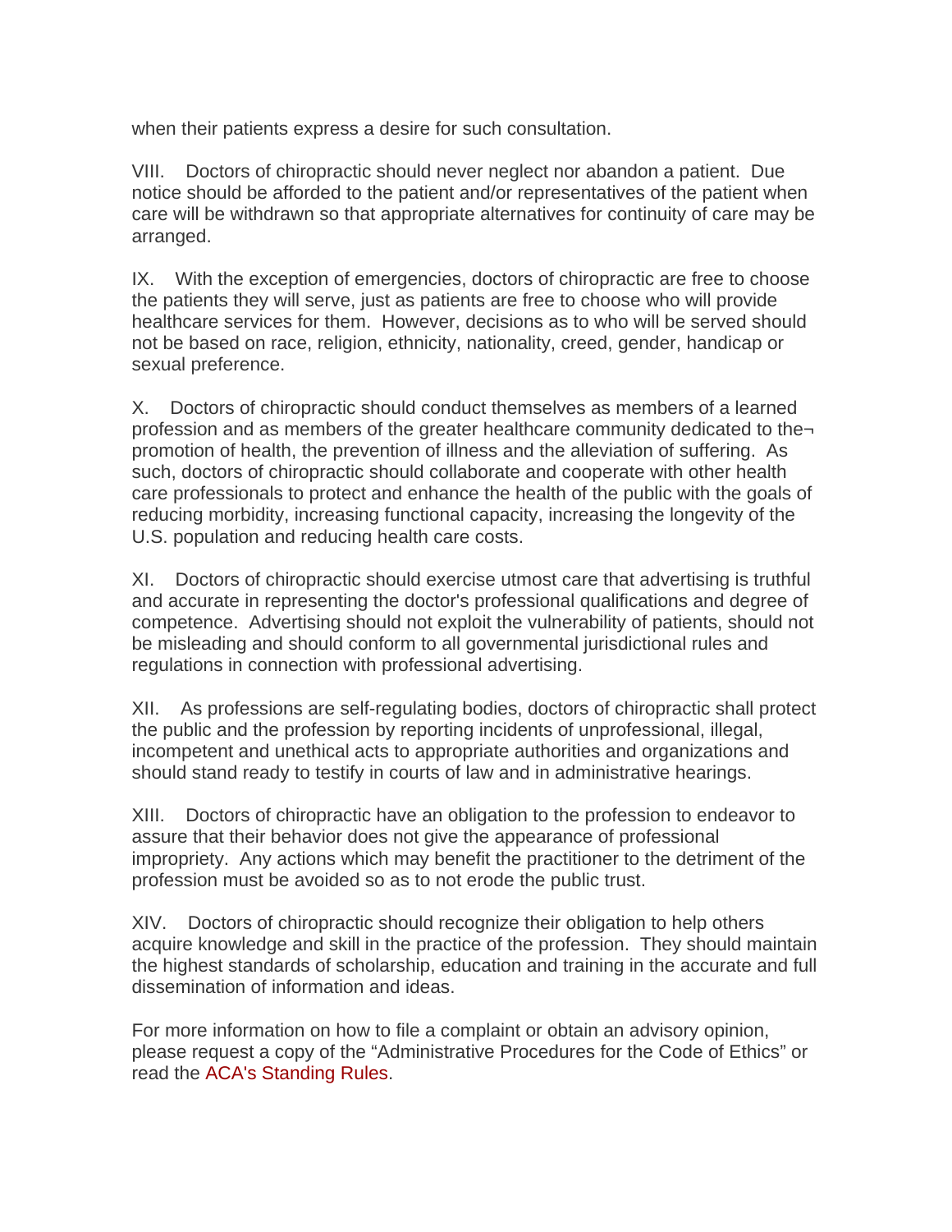when their patients express a desire for such consultation.

VIII. Doctors of chiropractic should never neglect nor abandon a patient. Due notice should be afforded to the patient and/or representatives of the patient when care will be withdrawn so that appropriate alternatives for continuity of care may be arranged.

IX. With the exception of emergencies, doctors of chiropractic are free to choose the patients they will serve, just as patients are free to choose who will provide healthcare services for them. However, decisions as to who will be served should not be based on race, religion, ethnicity, nationality, creed, gender, handicap or sexual preference.

X. Doctors of chiropractic should conduct themselves as members of a learned profession and as members of the greater healthcare community dedicated to the¬ promotion of health, the prevention of illness and the alleviation of suffering. As such, doctors of chiropractic should collaborate and cooperate with other health care professionals to protect and enhance the health of the public with the goals of reducing morbidity, increasing functional capacity, increasing the longevity of the U.S. population and reducing health care costs.

XI. Doctors of chiropractic should exercise utmost care that advertising is truthful and accurate in representing the doctor's professional qualifications and degree of competence. Advertising should not exploit the vulnerability of patients, should not be misleading and should conform to all governmental jurisdictional rules and regulations in connection with professional advertising.

XII. As professions are self-regulating bodies, doctors of chiropractic shall protect the public and the profession by reporting incidents of unprofessional, illegal, incompetent and unethical acts to appropriate authorities and organizations and should stand ready to testify in courts of law and in administrative hearings.

XIII. Doctors of chiropractic have an obligation to the profession to endeavor to assure that their behavior does not give the appearance of professional impropriety. Any actions which may benefit the practitioner to the detriment of the profession must be avoided so as to not erode the public trust.

XIV. Doctors of chiropractic should recognize their obligation to help others acquire knowledge and skill in the practice of the profession. They should maintain the highest standards of scholarship, education and training in the accurate and full dissemination of information and ideas.

For more information on how to file a complaint or obtain an advisory opinion, please request a copy of the "Administrative Procedures for the Code of Ethics" or read the ACA's Standing Rules.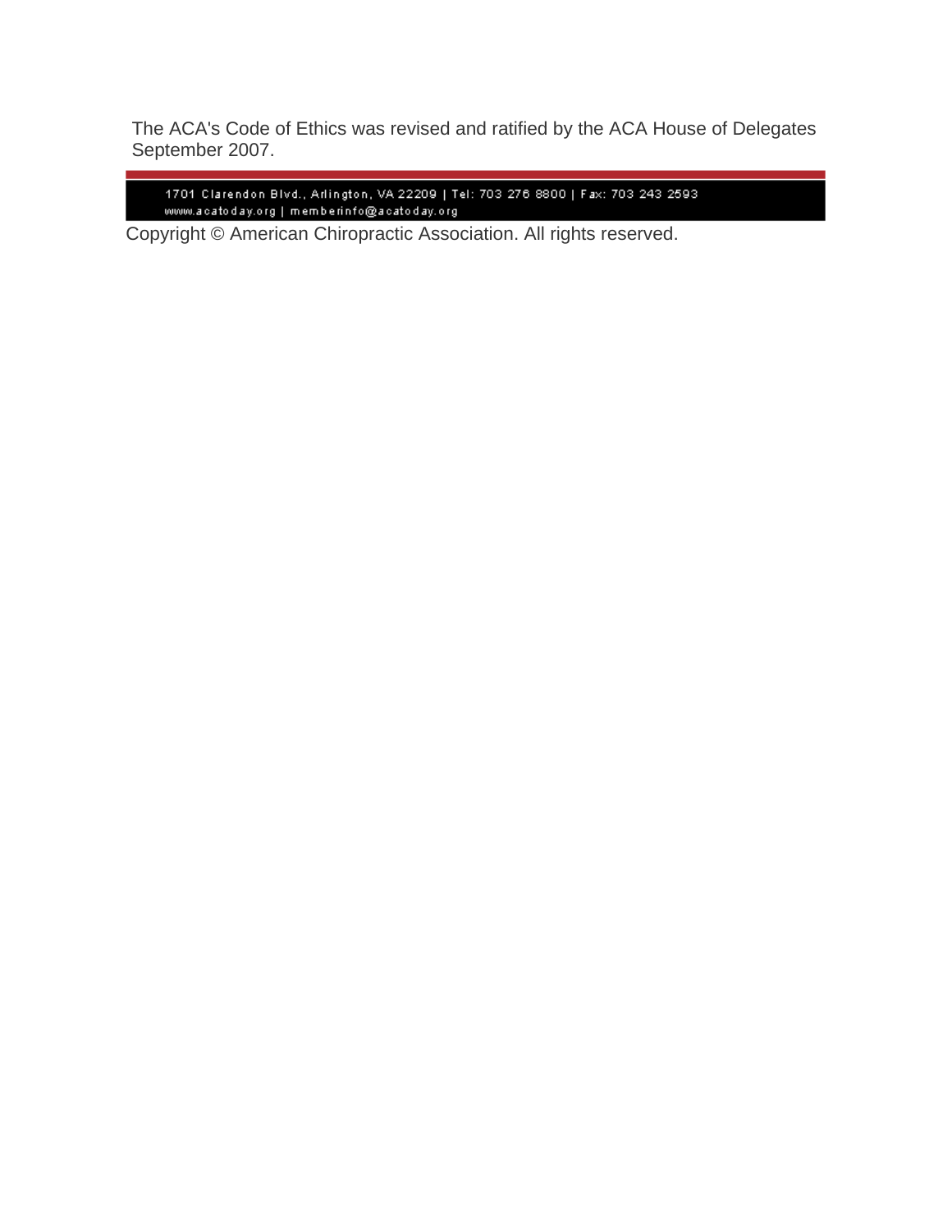The ACA's Code of Ethics was revised and ratified by the ACA House of Delegates September 2007.

1701 Clarendon Blvd., Arlington, VA 22209 | Tel: 703 276 8800 | Fax: 703 243 2593
www.acatoday.org | memberinfo@acatoday.org

Copyright © American Chiropractic Association. All rights reserved.